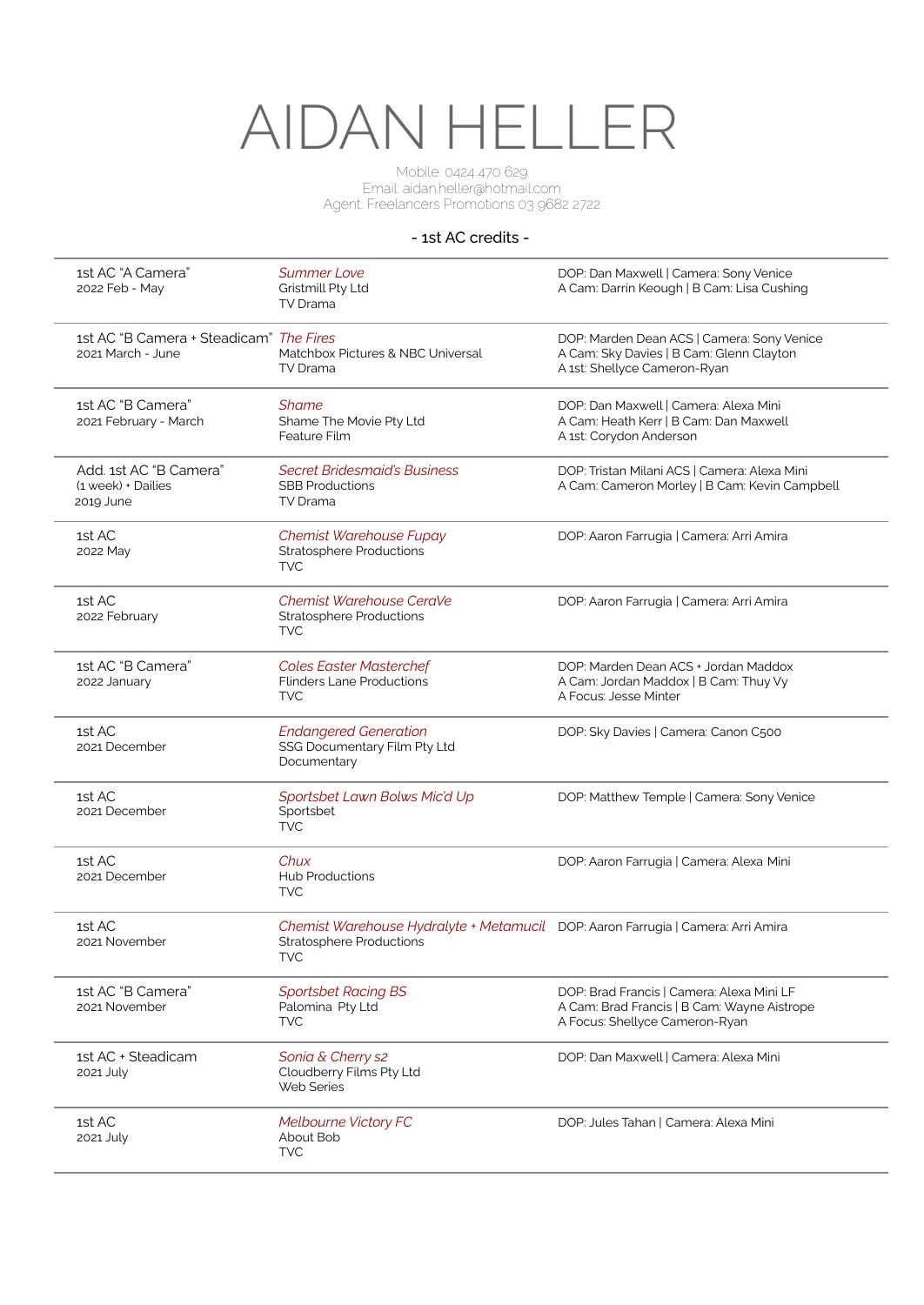# AIDAN HELLER

Mobile: 0424 470 629
Email: aidan.heller@hotmail.com
Agent: Freelancers Promotions 03 9682 2722

## - 1st AC credits -

| | | |
|---|---|---|
| 1st AC "A Camera"<br>2022 Feb - May | *Summer Love*<br>Gristmill Pty Ltd<br>TV Drama | DOP: Dan Maxwell \| Camera: Sony Venice<br>A Cam: Darrin Keough \| B Cam: Lisa Cushing |
| 1st AC "B Camera + Steadicam"<br>2021 March - June | *The Fires*<br>Matchbox Pictures & NBC Universal<br>TV Drama | DOP: Marden Dean ACS \| Camera: Sony Venice<br>A Cam: Sky Davies \| B Cam: Glenn Clayton<br>A 1st: Shellyce Cameron-Ryan |
| 1st AC "B Camera"<br>2021 February - March | *Shame*<br>Shame The Movie Pty Ltd<br>Feature Film | DOP: Dan Maxwell \| Camera: Alexa Mini<br>A Cam: Heath Kerr \| B Cam: Dan Maxwell<br>A 1st: Corydon Anderson |
| Add. 1st AC "B Camera"<br>(1 week) + Dailies<br>2019 June | *Secret Bridesmaid's Business*<br>SBB Productions<br>TV Drama | DOP: Tristan Milani ACS \| Camera: Alexa Mini<br>A Cam: Cameron Morley \| B Cam: Kevin Campbell |
| 1st AC<br>2022 May | *Chemist Warehouse Fupay*<br>Stratosphere Productions<br>TVC | DOP: Aaron Farrugia \| Camera: Arri Amira |
| 1st AC<br>2022 February | *Chemist Warehouse CeraVe*<br>Stratosphere Productions<br>TVC | DOP: Aaron Farrugia \| Camera: Arri Amira |
| 1st AC "B Camera"<br>2022 January | *Coles Easter Masterchef*<br>Flinders Lane Productions<br>TVC | DOP: Marden Dean ACS + Jordan Maddox<br>A Cam: Jordan Maddox \| B Cam: Thuy Vy<br>A Focus: Jesse Minter |
| 1st AC<br>2021 December | *Endangered Generation*<br>SSG Documentary Film Pty Ltd<br>Documentary | DOP: Sky Davies \| Camera: Canon C500 |
| 1st AC<br>2021 December | *Sportsbet Lawn Bolws Mic'd Up*<br>Sportsbet<br>TVC | DOP: Matthew Temple \| Camera: Sony Venice |
| 1st AC<br>2021 December | *Chux*<br>Hub Productions<br>TVC | DOP: Aaron Farrugia \| Camera: Alexa Mini |
| 1st AC<br>2021 November | *Chemist Warehouse Hydralyte + Metamucil*<br>Stratosphere Productions<br>TVC | DOP: Aaron Farrugia \| Camera: Arri Amira |
| 1st AC "B Camera"<br>2021 November | *Sportsbet Racing BS*<br>Palomina Pty Ltd<br>TVC | DOP: Brad Francis \| Camera: Alexa Mini LF<br>A Cam: Brad Francis \| B Cam: Wayne Aistrope<br>A Focus: Shellyce Cameron-Ryan |
| 1st AC + Steadicam<br>2021 July | *Sonia & Cherry s2*<br>Cloudberry Films Pty Ltd<br>Web Series | DOP: Dan Maxwell \| Camera: Alexa Mini |
| 1st AC<br>2021 July | *Melbourne Victory FC*<br>About Bob<br>TVC | DOP: Jules Tahan \| Camera: Alexa Mini |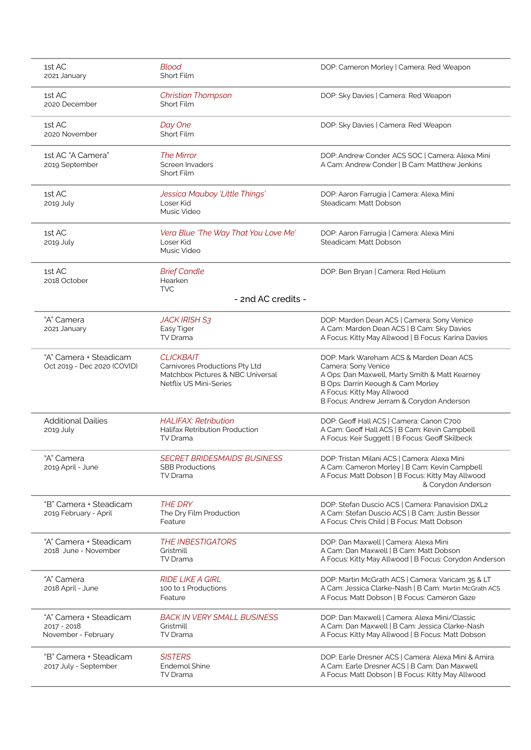| | | |
|---|---|---|
| 1st AC<br>2021 January | *Blood*<br>Short Film | DOP: Cameron Morley \| Camera: Red Weapon |
| 1st AC<br>2020 December | *Christian Thompson*<br>Short Film | DOP: Sky Davies \| Camera: Red Weapon |
| 1st AC<br>2020 November | *Day One*<br>Short Film | DOP: Sky Davies \| Camera: Red Weapon |
| 1st AC "A Camera"<br>2019 September | *The Mirror*<br>Screen Invaders<br>Short Film | DOP: Andrew Conder ACS SOC \| Camera: Alexa Mini<br>A Cam: Andrew Conder \| B Cam: Matthew Jenkins |
| 1st AC<br>2019 July | *Jessica Mauboy 'Little Things'*<br>Loser Kid<br>Music Video | DOP: Aaron Farrugia \| Camera: Alexa Mini<br>Steadicam: Matt Dobson |
| 1st AC<br>2019 July | *Vera Blue 'The Way That You Love Me'*<br>Loser Kid<br>Music Video | DOP: Aaron Farrugia \| Camera: Alexa Mini<br>Steadicam: Matt Dobson |
| 1st AC<br>2018 October | *Brief Candle*<br>Hearken<br>TVC | DOP: Ben Bryan \| Camera: Red Helium |

- 2nd AC credits -

| | | |
|---|---|---|
| "A" Camera<br>2021 January | *JACK IRISH S3*<br>Easy Tiger<br>TV Drama | DOP: Marden Dean ACS \| Camera: Sony Venice<br>A Cam: Marden Dean ACS \| B Cam: Sky Davies<br>A Focus: Kitty May Allwood \| B Focus: Karina Davies |
| "A" Camera + Steadicam<br>Oct 2019 - Dec 2020 (COVID) | *CLICKBAIT*<br>Carnivores Productions Pty Ltd<br>Matchbox Pictures & NBC Universal<br>Netflix US Mini-Series | DOP: Mark Wareham ACS & Marden Dean ACS<br>Camera: Sony Venice<br>A Ops: Dan Maxwell, Marty Smith & Matt Kearney<br>B Ops: Darrin Keough & Cam Morley<br>A Focus: Kitty May Allwood<br>B Focus: Andrew Jerram & Corydon Anderson |
| Additional Dailies<br>2019 July | *HALIFAX: Retribution*<br>Halifax Retribution Production<br>TV Drama | DOP: Geoff Hall ACS \| Camera: Canon C700<br>A Cam: Geoff Hall ACS \| B Cam: Kevin Campbell<br>A Focus: Keir Suggett \| B Focus: Geoff Skilbeck |
| "A" Camera<br>2019 April - June | *SECRET BRIDESMAIDS' BUSINESS*<br>SBB Productions<br>TV Drama | DOP: Tristan Milani ACS \| Camera: Alexa Mini<br>A Cam: Cameron Morley \| B Cam: Kevin Campbell<br>A Focus: Matt Dobson \| B Focus: Kitty May Allwood & Corydon Anderson |
| "B" Camera + Steadicam<br>2019 February - April | *THE DRY*<br>The Dry Film Production<br>Feature | DOP: Stefan Duscio ACS \| Camera: Panavision DXL2<br>A Cam: Stefan Duscio ACS \| B Cam: Justin Besser<br>A Focus: Chris Child \| B Focus: Matt Dobson |
| "A" Camera + Steadicam<br>2018 June - November | *THE INBESTIGATORS*<br>Gristmill<br>TV Drama | DOP: Dan Maxwell \| Camera: Alexa Mini<br>A Cam: Dan Maxwell \| B Cam: Matt Dobson<br>A Focus: Kitty May Allwood \| B Focus: Corydon Anderson |
| "A" Camera<br>2018 April - June | *RIDE LIKE A GIRL*<br>100 to 1 Productions<br>Feature | DOP: Martin McGrath ACS \| Camera: Varicam 35 & LT<br>A Cam: Jessica Clarke-Nash \| B Cam: Martin McGrath ACS<br>A Focus: Matt Dobson \| B Focus: Cameron Gaze |
| "A" Camera + Steadicam<br>2017 - 2018<br>November - February | *BACK IN VERY SMALL BUSINESS*<br>Gristmill<br>TV Drama | DOP: Dan Maxwell \| Camera: Alexa Mini/Classic<br>A Cam: Dan Maxwell \| B Cam: Jessica Clarke-Nash<br>A Focus: Kitty May Allwood \| B Focus: Matt Dobson |
| "B" Camera + Steadicam<br>2017 July - September | *SISTERS*<br>Endemol Shine<br>TV Drama | DOP: Earle Dresner ACS \| Camera: Alexa Mini & Amira<br>A Cam: Earle Dresner ACS \| B Cam: Dan Maxwell<br>A Focus: Matt Dobson \| B Focus: Kitty May Allwood |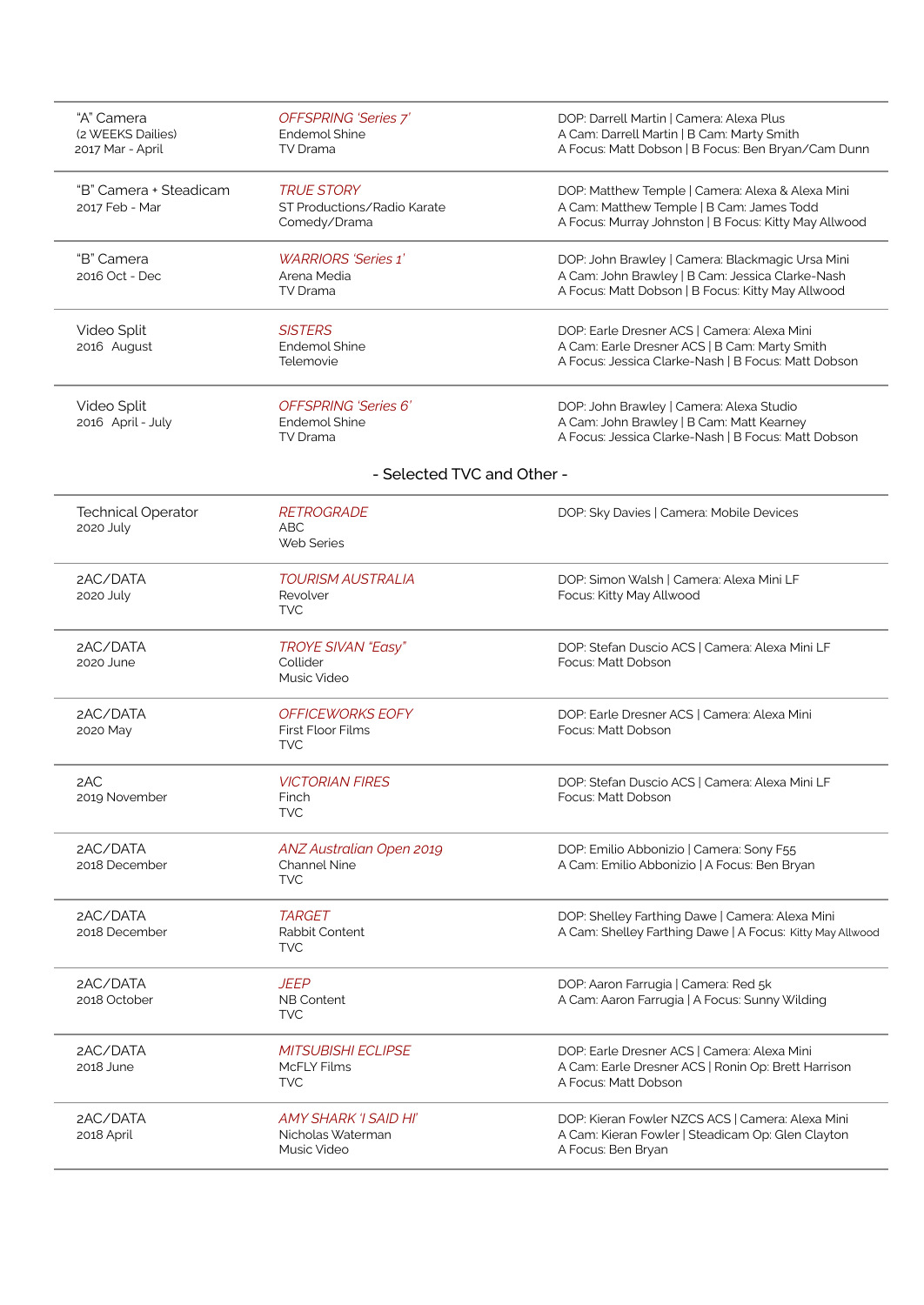| | | |
|---|---|---|
| "A" Camera<br>(2 WEEKS Dailies)<br>2017 Mar - April | *OFFSPRING 'Series 7'*<br>Endemol Shine<br>TV Drama | DOP: Darrell Martin \| Camera: Alexa Plus<br>A Cam: Darrell Martin \| B Cam: Marty Smith<br>A Focus: Matt Dobson \| B Focus: Ben Bryan/Cam Dunn |
| "B" Camera + Steadicam<br>2017 Feb - Mar | *TRUE STORY*<br>ST Productions/Radio Karate<br>Comedy/Drama | DOP: Matthew Temple \| Camera: Alexa & Alexa Mini<br>A Cam: Matthew Temple \| B Cam: James Todd<br>A Focus: Murray Johnston \| B Focus: Kitty May Allwood |
| "B" Camera<br>2016 Oct - Dec | *WARRIORS 'Series 1'*<br>Arena Media<br>TV Drama | DOP: John Brawley \| Camera: Blackmagic Ursa Mini<br>A Cam: John Brawley \| B Cam: Jessica Clarke-Nash<br>A Focus: Matt Dobson \| B Focus: Kitty May Allwood |
| Video Split<br>2016 August | *SISTERS*<br>Endemol Shine<br>Telemovie | DOP: Earle Dresner ACS \| Camera: Alexa Mini<br>A Cam: Earle Dresner ACS \| B Cam: Marty Smith<br>A Focus: Jessica Clarke-Nash \| B Focus: Matt Dobson |
| Video Split<br>2016 April - July | *OFFSPRING 'Series 6'*<br>Endemol Shine<br>TV Drama | DOP: John Brawley \| Camera: Alexa Studio<br>A Cam: John Brawley \| B Cam: Matt Kearney<br>A Focus: Jessica Clarke-Nash \| B Focus: Matt Dobson |

## - Selected TVC and Other -

| | | |
|---|---|---|
| Technical Operator<br>2020 July | *RETROGRADE*<br>ABC<br>Web Series | DOP: Sky Davies \| Camera: Mobile Devices |
| 2AC/DATA<br>2020 July | *TOURISM AUSTRALIA*<br>Revolver<br>TVC | DOP: Simon Walsh \| Camera: Alexa Mini LF<br>Focus: Kitty May Allwood |
| 2AC/DATA<br>2020 June | *TROYE SIVAN "Easy"*<br>Collider<br>Music Video | DOP: Stefan Duscio ACS \| Camera: Alexa Mini LF<br>Focus: Matt Dobson |
| 2AC/DATA<br>2020 May | *OFFICEWORKS EOFY*<br>First Floor Films<br>TVC | DOP: Earle Dresner ACS \| Camera: Alexa Mini<br>Focus: Matt Dobson |
| 2AC<br>2019 November | *VICTORIAN FIRES*<br>Finch<br>TVC | DOP: Stefan Duscio ACS \| Camera: Alexa Mini LF<br>Focus: Matt Dobson |
| 2AC/DATA<br>2018 December | *ANZ Australian Open 2019*<br>Channel Nine<br>TVC | DOP: Emilio Abbonizio \| Camera: Sony F55<br>A Cam: Emilio Abbonizio \| A Focus: Ben Bryan |
| 2AC/DATA<br>2018 December | *TARGET*<br>Rabbit Content<br>TVC | DOP: Shelley Farthing Dawe \| Camera: Alexa Mini<br>A Cam: Shelley Farthing Dawe \| A Focus: Kitty May Allwood |
| 2AC/DATA<br>2018 October | *JEEP*<br>NB Content<br>TVC | DOP: Aaron Farrugia \| Camera: Red 5k<br>A Cam: Aaron Farrugia \| A Focus: Sunny Wilding |
| 2AC/DATA<br>2018 June | *MITSUBISHI ECLIPSE*<br>McFLY Films<br>TVC | DOP: Earle Dresner ACS \| Camera: Alexa Mini<br>A Cam: Earle Dresner ACS \| Ronin Op: Brett Harrison<br>A Focus: Matt Dobson |
| 2AC/DATA<br>2018 April | *AMY SHARK 'I SAID HI'*<br>Nicholas Waterman<br>Music Video | DOP: Kieran Fowler NZCS ACS \| Camera: Alexa Mini<br>A Cam: Kieran Fowler \| Steadicam Op: Glen Clayton<br>A Focus: Ben Bryan |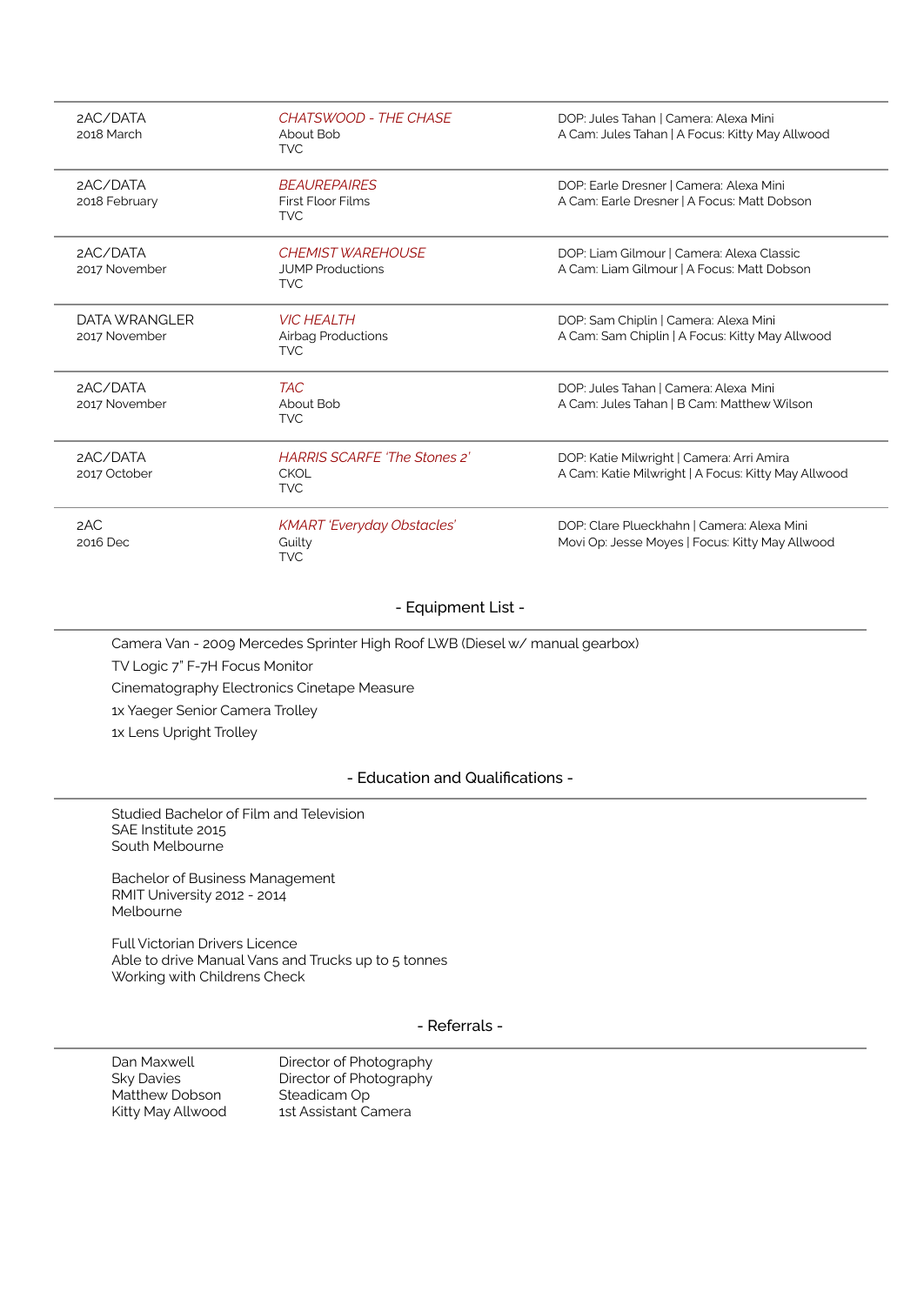| | | |
|---|---|---|
| 2AC/DATA<br>2018 March | *CHATSWOOD - THE CHASE*<br>About Bob<br>TVC | DOP: Jules Tahan \| Camera: Alexa Mini<br>A Cam: Jules Tahan \| A Focus: Kitty May Allwood |
| 2AC/DATA<br>2018 February | *BEAUREPAIRES*<br>First Floor Films<br>TVC | DOP: Earle Dresner \| Camera: Alexa Mini<br>A Cam: Earle Dresner \| A Focus: Matt Dobson |
| 2AC/DATA<br>2017 November | *CHEMIST WAREHOUSE*<br>JUMP Productions<br>TVC | DOP: Liam Gilmour \| Camera: Alexa Classic<br>A Cam: Liam Gilmour \| A Focus: Matt Dobson |
| DATA WRANGLER<br>2017 November | *VIC HEALTH*<br>Airbag Productions<br>TVC | DOP: Sam Chiplin \| Camera: Alexa Mini<br>A Cam: Sam Chiplin \| A Focus: Kitty May Allwood |
| 2AC/DATA<br>2017 November | *TAC*<br>About Bob<br>TVC | DOP: Jules Tahan \| Camera: Alexa Mini<br>A Cam: Jules Tahan \| B Cam: Matthew Wilson |
| 2AC/DATA<br>2017 October | *HARRIS SCARFE 'The Stones 2'*<br>CKOL<br>TVC | DOP: Katie Milwright \| Camera: Arri Amira<br>A Cam: Katie Milwright \| A Focus: Kitty May Allwood |
| 2AC<br>2016 Dec | *KMART 'Everyday Obstacles'*<br>Guilty<br>TVC | DOP: Clare Plueckhahn \| Camera: Alexa Mini<br>Movi Op: Jesse Moyes \| Focus: Kitty May Allwood |

## - Equipment List -

Camera Van - 2009 Mercedes Sprinter High Roof LWB (Diesel w/ manual gearbox)
TV Logic 7" F-7H Focus Monitor
Cinematography Electronics Cinetape Measure
1x Yaeger Senior Camera Trolley
1x Lens Upright Trolley

## - Education and Qualifications -

Studied Bachelor of Film and Television
SAE Institute 2015
South Melbourne

Bachelor of Business Management
RMIT University 2012 - 2014
Melbourne

Full Victorian Drivers Licence
Able to drive Manual Vans and Trucks up to 5 tonnes
Working with Childrens Check

## - Referrals -

| | |
|---|---|
| Dan Maxwell | Director of Photography |
| Sky Davies | Director of Photography |
| Matthew Dobson | Steadicam Op |
| Kitty May Allwood | 1st Assistant Camera |